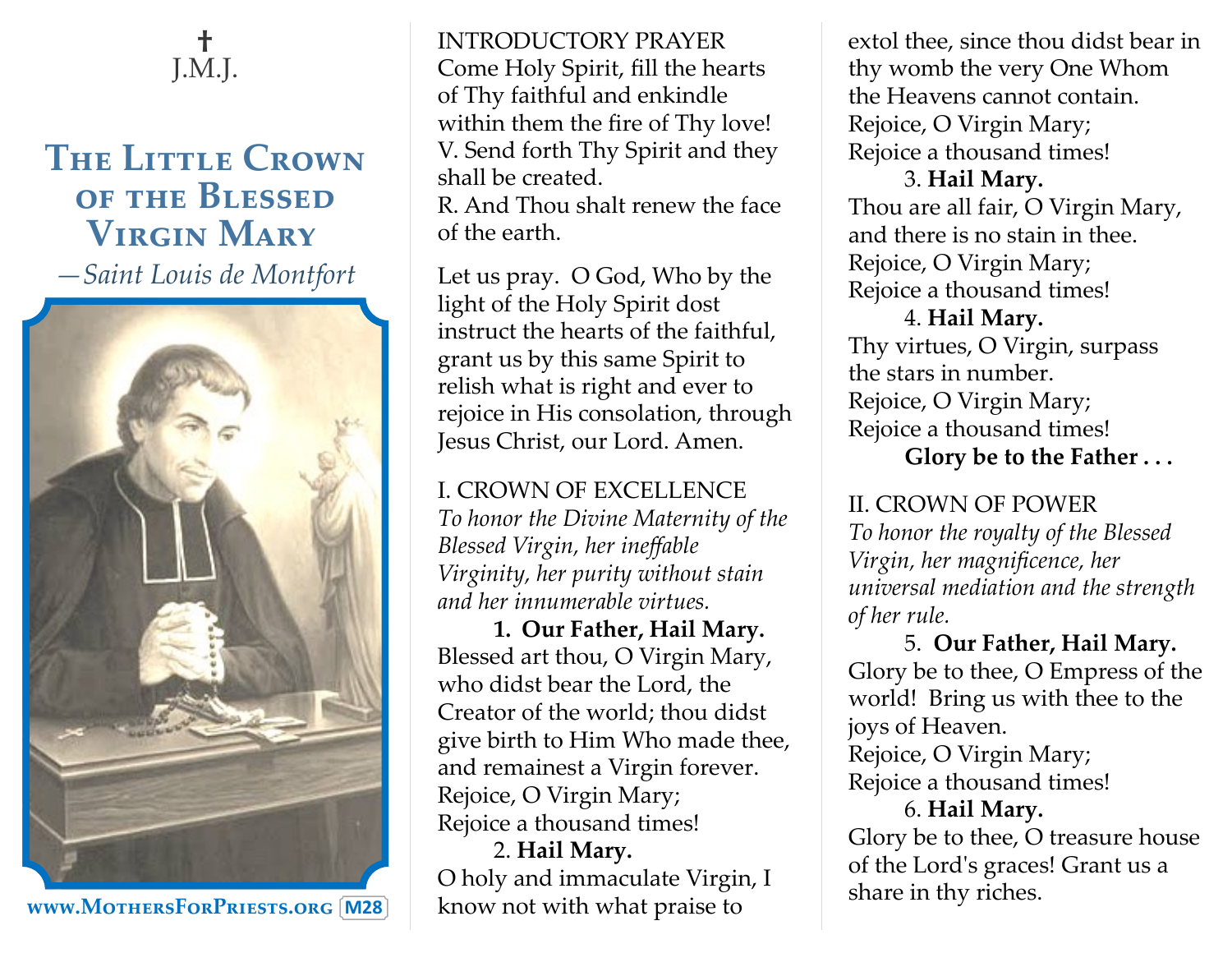✝
J.M.J.

# The Little Crown of the Blessed Virgin Mary

*—Saint Louis de Montfort*

www.MothersForPriests.org M28

INTRODUCTORY PRAYER

Come Holy Spirit, fill the hearts of Thy faithful and enkindle within them the fire of Thy love!

V. Send forth Thy Spirit and they shall be created.

R. And Thou shalt renew the face of the earth.

Let us pray. O God, Who by the light of the Holy Spirit dost instruct the hearts of the faithful, grant us by this same Spirit to relish what is right and ever to rejoice in His consolation, through Jesus Christ, our Lord. Amen.

I. CROWN OF EXCELLENCE

*To honor the Divine Maternity of the Blessed Virgin, her ineffable Virginity, her purity without stain and her innumerable virtues.*

**1. Our Father, Hail Mary.**

Blessed art thou, O Virgin Mary, who didst bear the Lord, the Creator of the world; thou didst give birth to Him Who made thee, and remainest a Virgin forever.
Rejoice, O Virgin Mary;
Rejoice a thousand times!

2. **Hail Mary.**

O holy and immaculate Virgin, I know not with what praise to extol thee, since thou didst bear in thy womb the very One Whom the Heavens cannot contain.
Rejoice, O Virgin Mary;
Rejoice a thousand times!

3. **Hail Mary.**

Thou are all fair, O Virgin Mary, and there is no stain in thee.
Rejoice, O Virgin Mary;
Rejoice a thousand times!

4. **Hail Mary.**

Thy virtues, O Virgin, surpass the stars in number.
Rejoice, O Virgin Mary;
Rejoice a thousand times!

**Glory be to the Father . . .**

II. CROWN OF POWER

*To honor the royalty of the Blessed Virgin, her magnificence, her universal mediation and the strength of her rule.*

5. **Our Father, Hail Mary.**

Glory be to thee, O Empress of the world! Bring us with thee to the joys of Heaven.
Rejoice, O Virgin Mary;
Rejoice a thousand times!

6. **Hail Mary.**

Glory be to thee, O treasure house of the Lord's graces! Grant us a share in thy riches.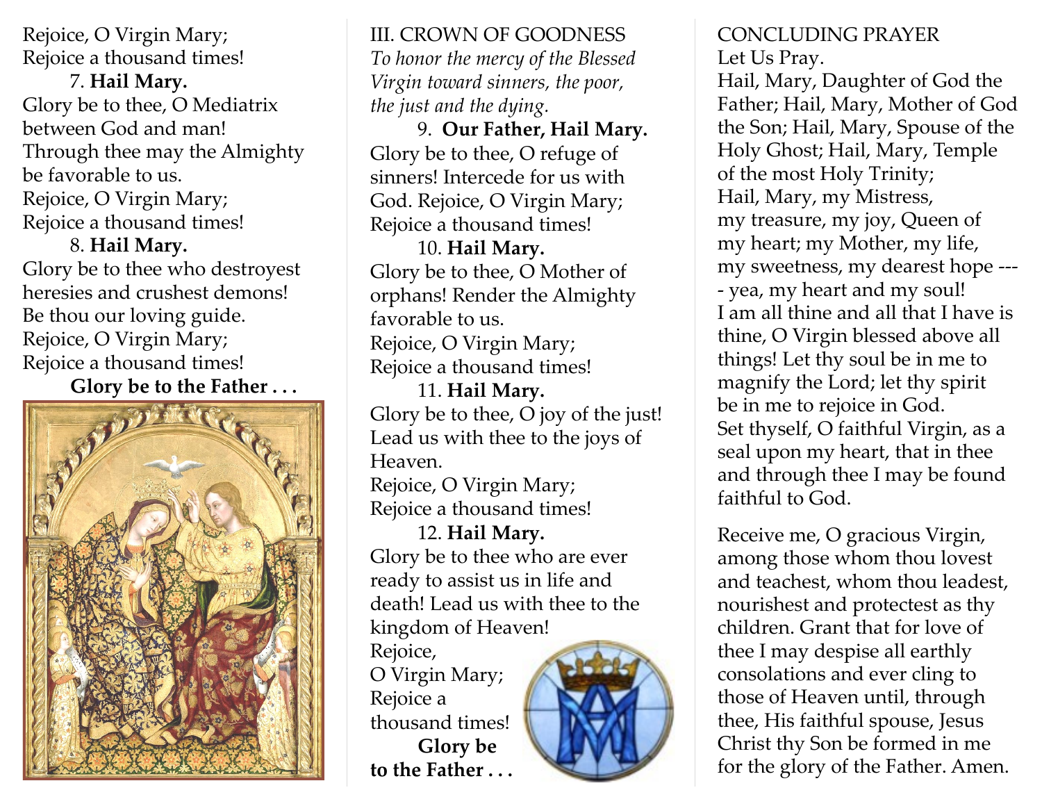Rejoice, O Virgin Mary;
Rejoice a thousand times!

7. **Hail Mary.**

Glory be to thee, O Mediatrix between God and man! Through thee may the Almighty be favorable to us.
Rejoice, O Virgin Mary;
Rejoice a thousand times!

8. **Hail Mary.**

Glory be to thee who destroyest heresies and crushest demons! Be thou our loving guide.
Rejoice, O Virgin Mary;
Rejoice a thousand times!

**Glory be to the Father . . .**

III. CROWN OF GOODNESS

*To honor the mercy of the Blessed Virgin toward sinners, the poor, the just and the dying.*

9. **Our Father, Hail Mary.**

Glory be to thee, O refuge of sinners! Intercede for us with God. Rejoice, O Virgin Mary;
Rejoice a thousand times!

10. **Hail Mary.**

Glory be to thee, O Mother of orphans! Render the Almighty favorable to us.
Rejoice, O Virgin Mary;
Rejoice a thousand times!

11. **Hail Mary.**

Glory be to thee, O joy of the just! Lead us with thee to the joys of Heaven.
Rejoice, O Virgin Mary;
Rejoice a thousand times!

12. **Hail Mary.**

Glory be to thee who are ever ready to assist us in life and death! Lead us with thee to the kingdom of Heaven!
Rejoice,
O Virgin Mary;
Rejoice a thousand times!

**Glory be to the Father . . .**

CONCLUDING PRAYER

Let Us Pray.

Hail, Mary, Daughter of God the Father; Hail, Mary, Mother of God the Son; Hail, Mary, Spouse of the Holy Ghost; Hail, Mary, Temple of the most Holy Trinity;
Hail, Mary, my Mistress, my treasure, my joy, Queen of my heart; my Mother, my life, my sweetness, my dearest hope ---- yea, my heart and my soul!
I am all thine and all that I have is thine, O Virgin blessed above all things! Let thy soul be in me to magnify the Lord; let thy spirit be in me to rejoice in God.
Set thyself, O faithful Virgin, as a seal upon my heart, that in thee and through thee I may be found faithful to God.

Receive me, O gracious Virgin, among those whom thou lovest and teachest, whom thou leadest, nourishest and protectest as thy children. Grant that for love of thee I may despise all earthly consolations and ever cling to those of Heaven until, through thee, His faithful spouse, Jesus Christ thy Son be formed in me for the glory of the Father. Amen.